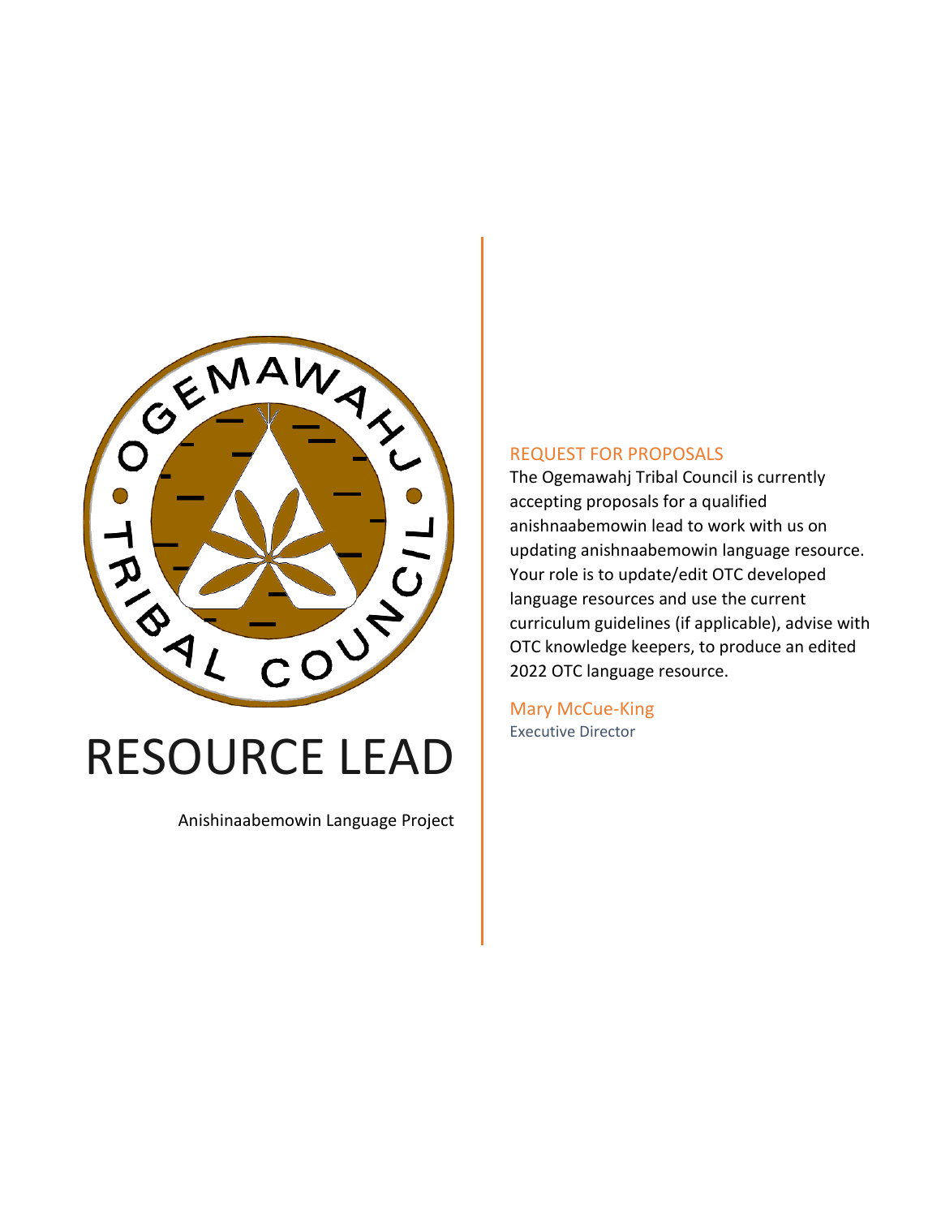# RESOURCE LEAD

Anishinaabemowin Language Project

## REQUEST FOR PROPOSALS

The Ogemawahj Tribal Council is currently accepting proposals for a qualified anishnaabemowin lead to work with us on updating anishnaabemowin language resource. Your role is to update/edit OTC developed language resources and use the current curriculum guidelines (if applicable), advise with OTC knowledge keepers, to produce an edited 2022 OTC language resource.

Mary McCue-King

Executive Director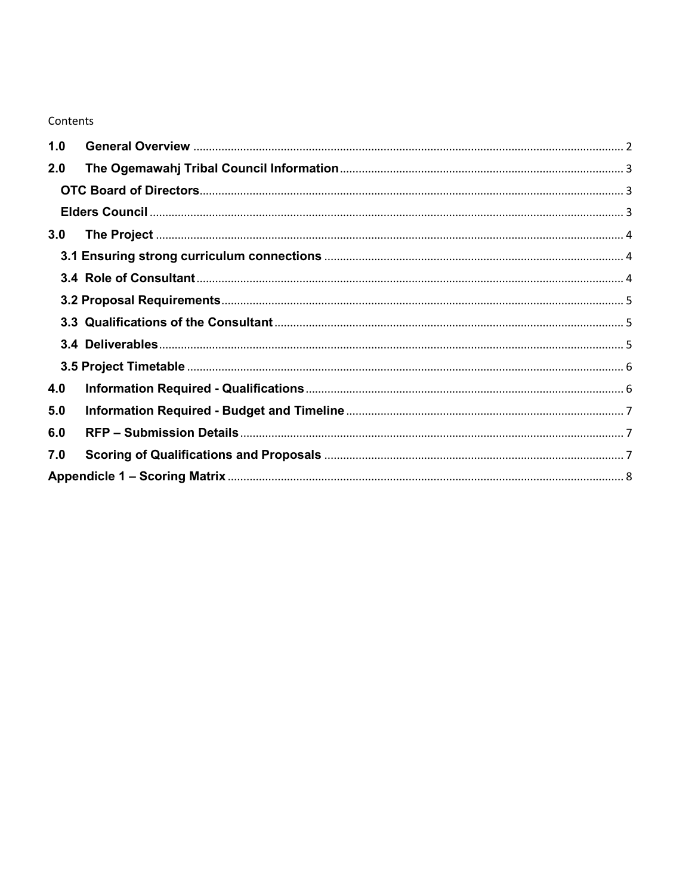Contents

- **1.0 General Overview** ... 2
- **2.0 The Ogemawahj Tribal Council Information** ... 3
  - **OTC Board of Directors** ... 3
  - **Elders Council** ... 3
- **3.0 The Project** ... 4
  - **3.1 Ensuring strong curriculum connections** ... 4
  - **3.4 Role of Consultant** ... 4
  - **3.2 Proposal Requirements** ... 5
  - **3.3 Qualifications of the Consultant** ... 5
  - **3.4 Deliverables** ... 5
  - **3.5 Project Timetable** ... 6
- **4.0 Information Required - Qualifications** ... 6
- **5.0 Information Required - Budget and Timeline** ... 7
- **6.0 RFP – Submission Details** ... 7
- **7.0 Scoring of Qualifications and Proposals** ... 7
- **Appendicle 1 – Scoring Matrix** ... 8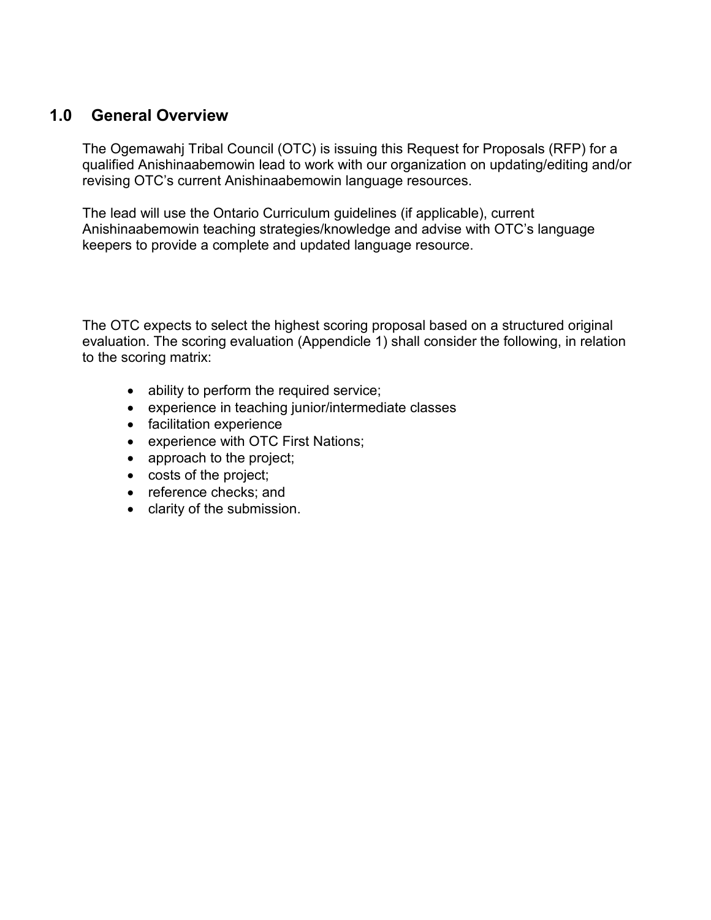## 1.0 General Overview

The Ogemawahj Tribal Council (OTC) is issuing this Request for Proposals (RFP) for a qualified Anishinaabemowin lead to work with our organization on updating/editing and/or revising OTC's current Anishinaabemowin language resources.

The lead will use the Ontario Curriculum guidelines (if applicable), current Anishinaabemowin teaching strategies/knowledge and advise with OTC's language keepers to provide a complete and updated language resource.

The OTC expects to select the highest scoring proposal based on a structured original evaluation. The scoring evaluation (Appendicle 1) shall consider the following, in relation to the scoring matrix:

- ability to perform the required service;
- experience in teaching junior/intermediate classes
- facilitation experience
- experience with OTC First Nations;
- approach to the project;
- costs of the project;
- reference checks; and
- clarity of the submission.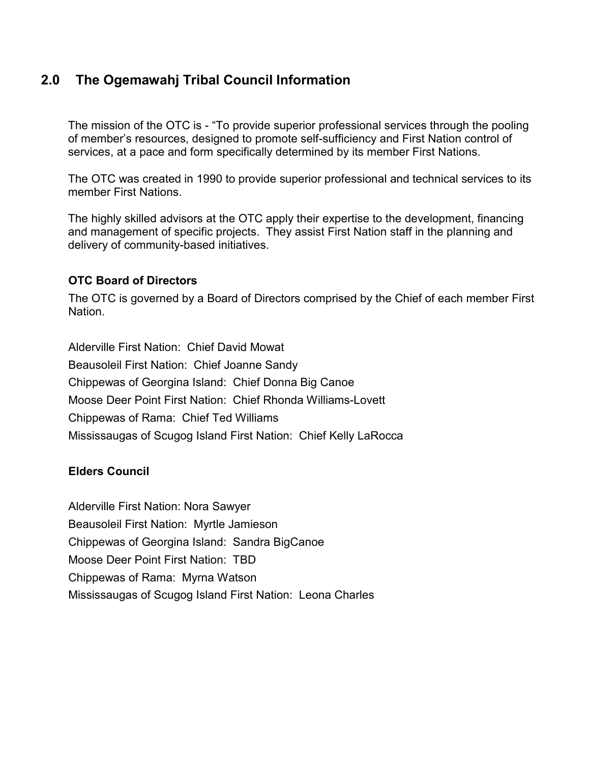## 2.0 The Ogemawahj Tribal Council Information

The mission of the OTC is - "To provide superior professional services through the pooling of member's resources, designed to promote self-sufficiency and First Nation control of services, at a pace and form specifically determined by its member First Nations.

The OTC was created in 1990 to provide superior professional and technical services to its member First Nations.

The highly skilled advisors at the OTC apply their expertise to the development, financing and management of specific projects. They assist First Nation staff in the planning and delivery of community-based initiatives.

**OTC Board of Directors**

The OTC is governed by a Board of Directors comprised by the Chief of each member First Nation.

Alderville First Nation: Chief David Mowat
Beausoleil First Nation: Chief Joanne Sandy
Chippewas of Georgina Island: Chief Donna Big Canoe
Moose Deer Point First Nation: Chief Rhonda Williams-Lovett
Chippewas of Rama: Chief Ted Williams
Mississaugas of Scugog Island First Nation: Chief Kelly LaRocca

**Elders Council**

Alderville First Nation: Nora Sawyer
Beausoleil First Nation: Myrtle Jamieson
Chippewas of Georgina Island: Sandra BigCanoe
Moose Deer Point First Nation: TBD
Chippewas of Rama: Myrna Watson
Mississaugas of Scugog Island First Nation: Leona Charles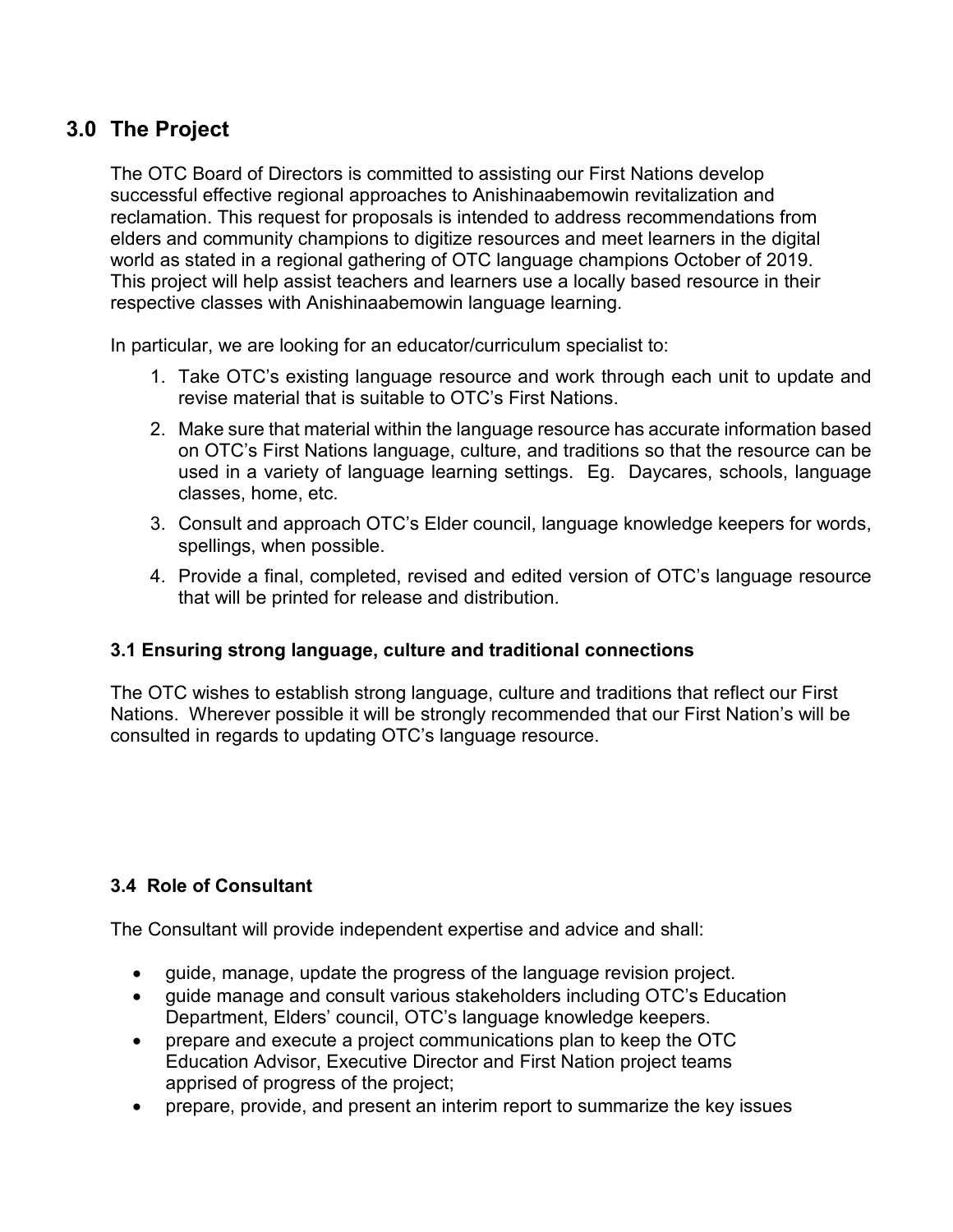## 3.0 The Project

The OTC Board of Directors is committed to assisting our First Nations develop successful effective regional approaches to Anishinaabemowin revitalization and reclamation. This request for proposals is intended to address recommendations from elders and community champions to digitize resources and meet learners in the digital world as stated in a regional gathering of OTC language champions October of 2019. This project will help assist teachers and learners use a locally based resource in their respective classes with Anishinaabemowin language learning.

In particular, we are looking for an educator/curriculum specialist to:

1. Take OTC's existing language resource and work through each unit to update and revise material that is suitable to OTC's First Nations.
2. Make sure that material within the language resource has accurate information based on OTC's First Nations language, culture, and traditions so that the resource can be used in a variety of language learning settings. Eg. Daycares, schools, language classes, home, etc.
3. Consult and approach OTC's Elder council, language knowledge keepers for words, spellings, when possible.
4. Provide a final, completed, revised and edited version of OTC's language resource that will be printed for release and distribution.

### 3.1 Ensuring strong language, culture and traditional connections

The OTC wishes to establish strong language, culture and traditions that reflect our First Nations. Wherever possible it will be strongly recommended that our First Nation's will be consulted in regards to updating OTC's language resource.

### 3.4 Role of Consultant

The Consultant will provide independent expertise and advice and shall:

- guide, manage, update the progress of the language revision project.
- guide manage and consult various stakeholders including OTC's Education Department, Elders' council, OTC's language knowledge keepers.
- prepare and execute a project communications plan to keep the OTC Education Advisor, Executive Director and First Nation project teams apprised of progress of the project;
- prepare, provide, and present an interim report to summarize the key issues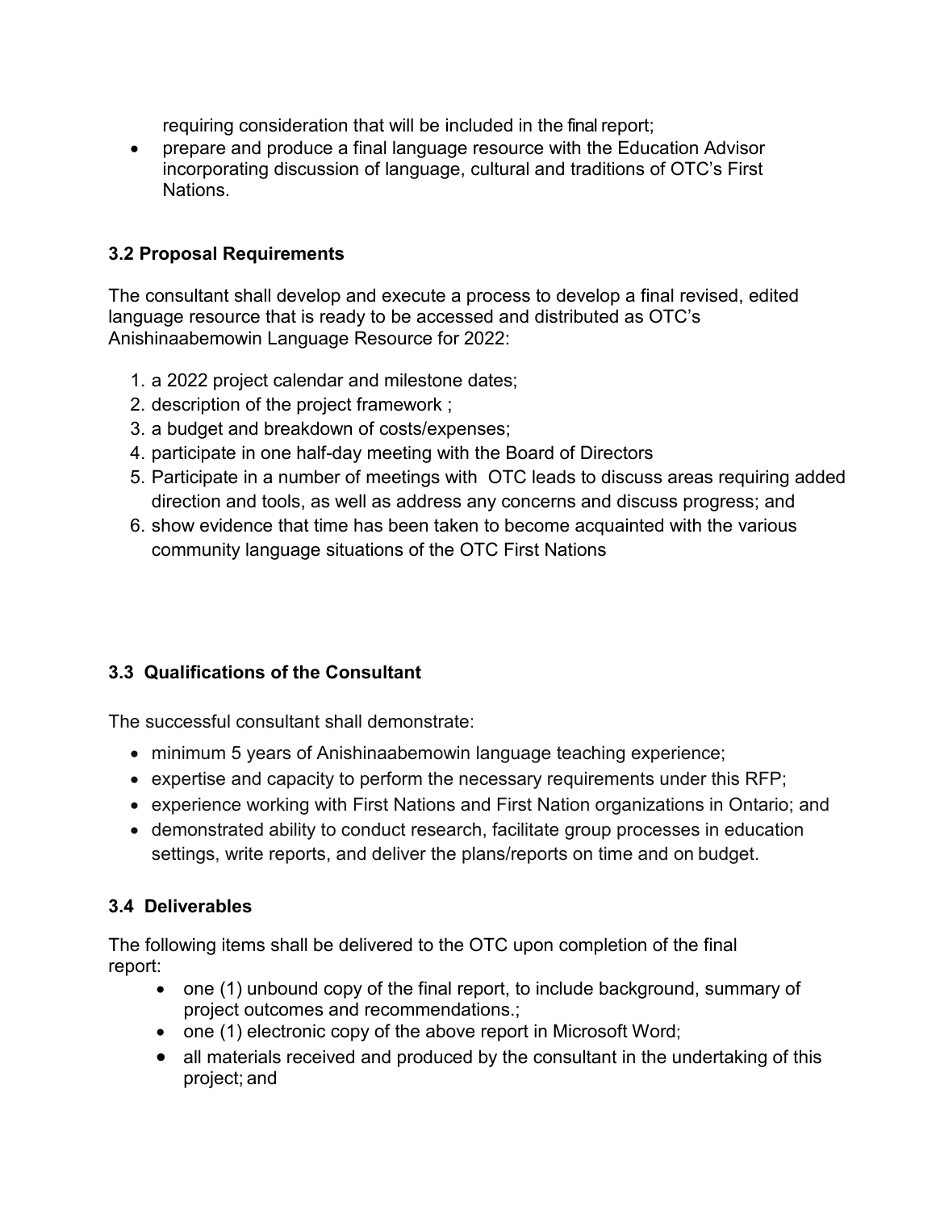requiring consideration that will be included in the final report;

- prepare and produce a final language resource with the Education Advisor incorporating discussion of language, cultural and traditions of OTC's First Nations.

### 3.2 Proposal Requirements

The consultant shall develop and execute a process to develop a final revised, edited language resource that is ready to be accessed and distributed as OTC's Anishinaabemowin Language Resource for 2022:

1. a 2022 project calendar and milestone dates;
2. description of the project framework ;
3. a budget and breakdown of costs/expenses;
4. participate in one half-day meeting with the Board of Directors
5. Participate in a number of meetings with OTC leads to discuss areas requiring added direction and tools, as well as address any concerns and discuss progress; and
6. show evidence that time has been taken to become acquainted with the various community language situations of the OTC First Nations

### 3.3 Qualifications of the Consultant

The successful consultant shall demonstrate:

- minimum 5 years of Anishinaabemowin language teaching experience;
- expertise and capacity to perform the necessary requirements under this RFP;
- experience working with First Nations and First Nation organizations in Ontario; and
- demonstrated ability to conduct research, facilitate group processes in education settings, write reports, and deliver the plans/reports on time and on budget.

### 3.4 Deliverables

The following items shall be delivered to the OTC upon completion of the final report:

- one (1) unbound copy of the final report, to include background, summary of project outcomes and recommendations.;
- one (1) electronic copy of the above report in Microsoft Word;
- all materials received and produced by the consultant in the undertaking of this project; and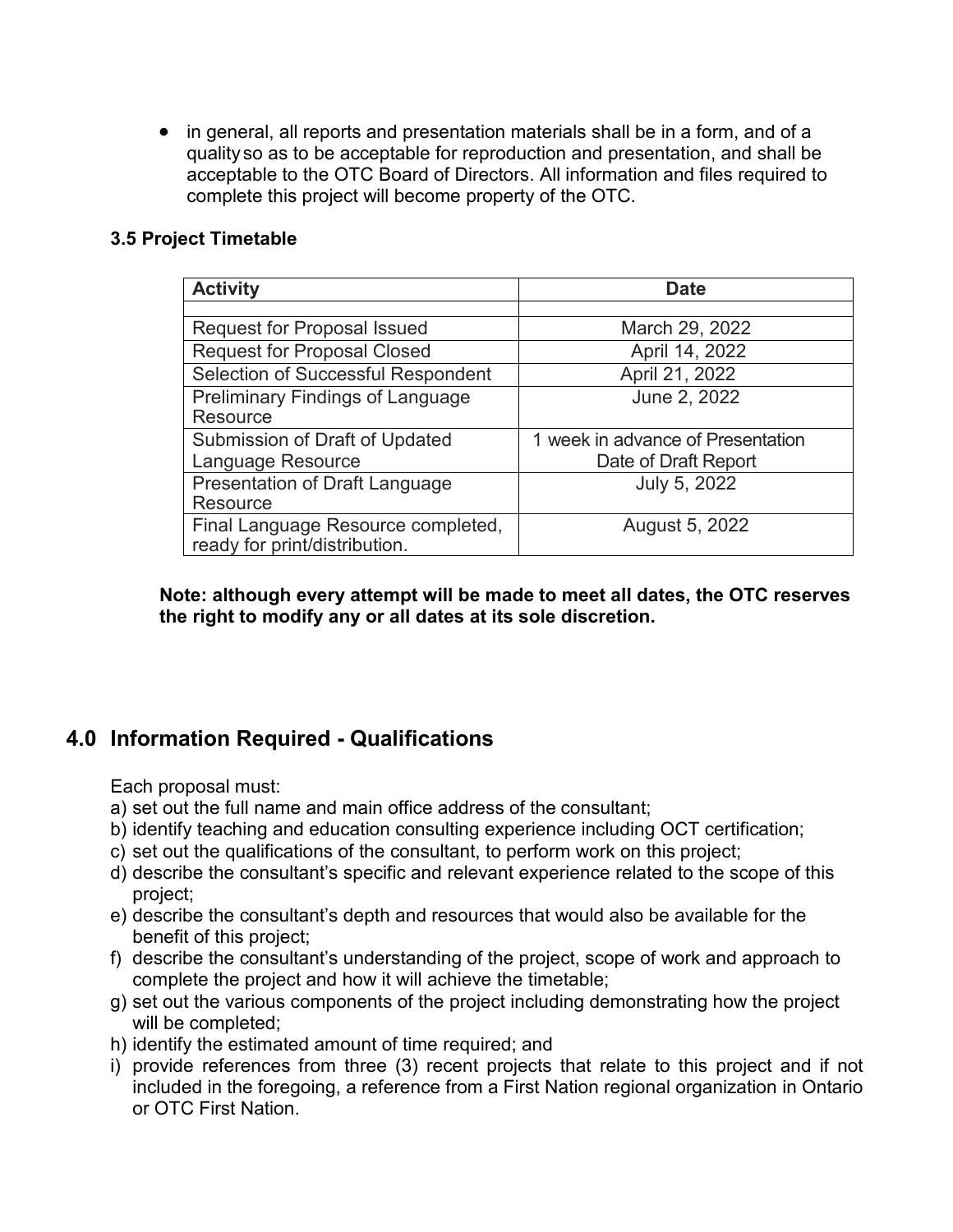- in general, all reports and presentation materials shall be in a form, and of a quality so as to be acceptable for reproduction and presentation, and shall be acceptable to the OTC Board of Directors. All information and files required to complete this project will become property of the OTC.

### 3.5 Project Timetable

| Activity | Date |
|---|---|
| | |
| Request for Proposal Issued | March 29, 2022 |
| Request for Proposal Closed | April 14, 2022 |
| Selection of Successful Respondent | April 21, 2022 |
| Preliminary Findings of Language Resource | June 2, 2022 |
| Submission of Draft of Updated Language Resource | 1 week in advance of Presentation Date of Draft Report |
| Presentation of Draft Language Resource | July 5, 2022 |
| Final Language Resource completed, ready for print/distribution. | August 5, 2022 |

**Note: although every attempt will be made to meet all dates, the OTC reserves the right to modify any or all dates at its sole discretion.**

## 4.0 Information Required - Qualifications

Each proposal must:

a) set out the full name and main office address of the consultant;
b) identify teaching and education consulting experience including OCT certification;
c) set out the qualifications of the consultant, to perform work on this project;
d) describe the consultant's specific and relevant experience related to the scope of this project;
e) describe the consultant's depth and resources that would also be available for the benefit of this project;
f) describe the consultant's understanding of the project, scope of work and approach to complete the project and how it will achieve the timetable;
g) set out the various components of the project including demonstrating how the project will be completed;
h) identify the estimated amount of time required; and
i) provide references from three (3) recent projects that relate to this project and if not included in the foregoing, a reference from a First Nation regional organization in Ontario or OTC First Nation.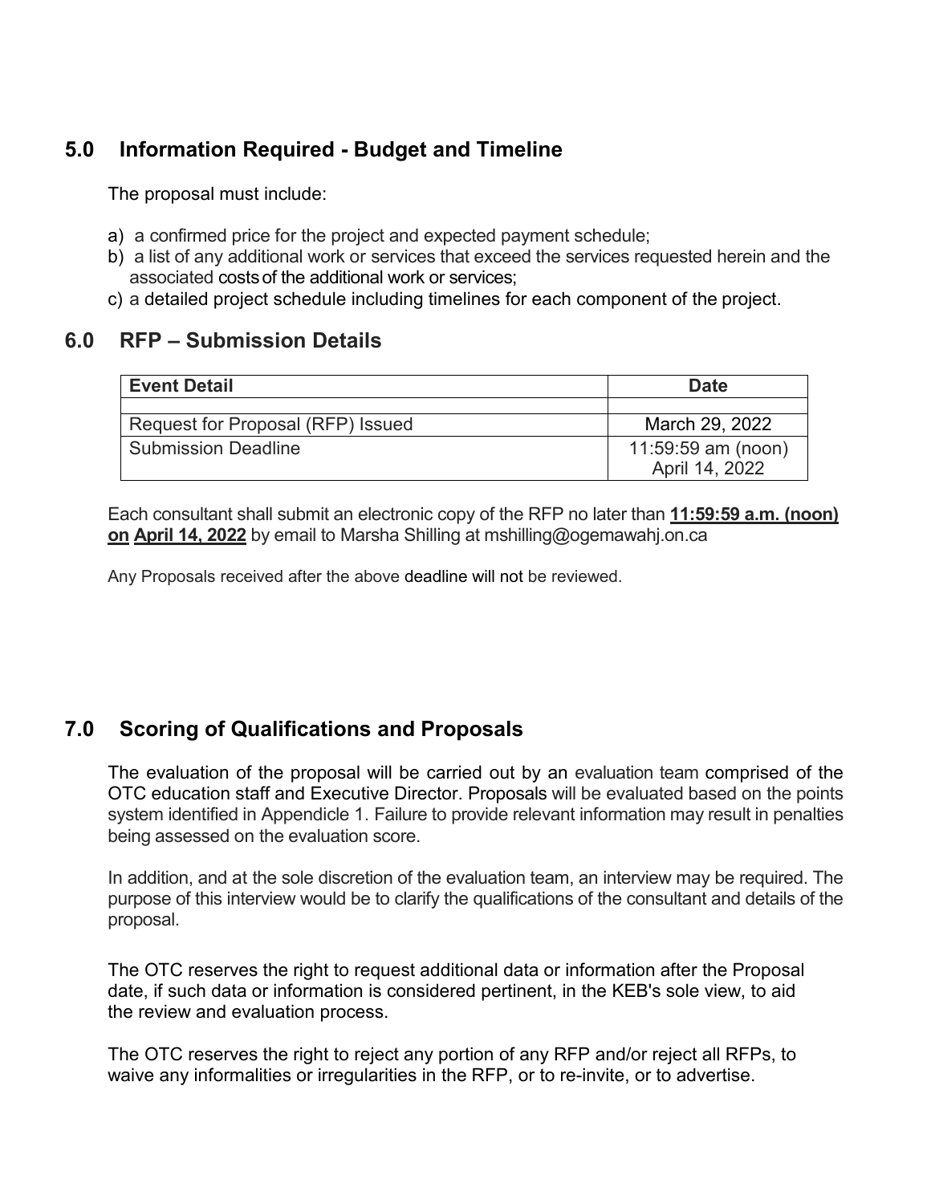## 5.0 Information Required - Budget and Timeline

The proposal must include:

a) a confirmed price for the project and expected payment schedule;
b) a list of any additional work or services that exceed the services requested herein and the associated costs of the additional work or services;
c) a detailed project schedule including timelines for each component of the project.

## 6.0 RFP – Submission Details

| Event Detail | Date |
|---|---|
| | |
| Request for Proposal (RFP) Issued | March 29, 2022 |
| Submission Deadline | 11:59:59 am (noon) April 14, 2022 |

Each consultant shall submit an electronic copy of the RFP no later than **11:59:59 a.m. (noon) on April 14, 2022** by email to Marsha Shilling at mshilling@ogemawahj.on.ca

Any Proposals received after the above deadline will not be reviewed.

## 7.0 Scoring of Qualifications and Proposals

The evaluation of the proposal will be carried out by an evaluation team comprised of the OTC education staff and Executive Director. Proposals will be evaluated based on the points system identified in Appendicle 1. Failure to provide relevant information may result in penalties being assessed on the evaluation score.

In addition, and at the sole discretion of the evaluation team, an interview may be required. The purpose of this interview would be to clarify the qualifications of the consultant and details of the proposal.

The OTC reserves the right to request additional data or information after the Proposal date, if such data or information is considered pertinent, in the KEB's sole view, to aid the review and evaluation process.

The OTC reserves the right to reject any portion of any RFP and/or reject all RFPs, to waive any informalities or irregularities in the RFP, or to re-invite, or to advertise.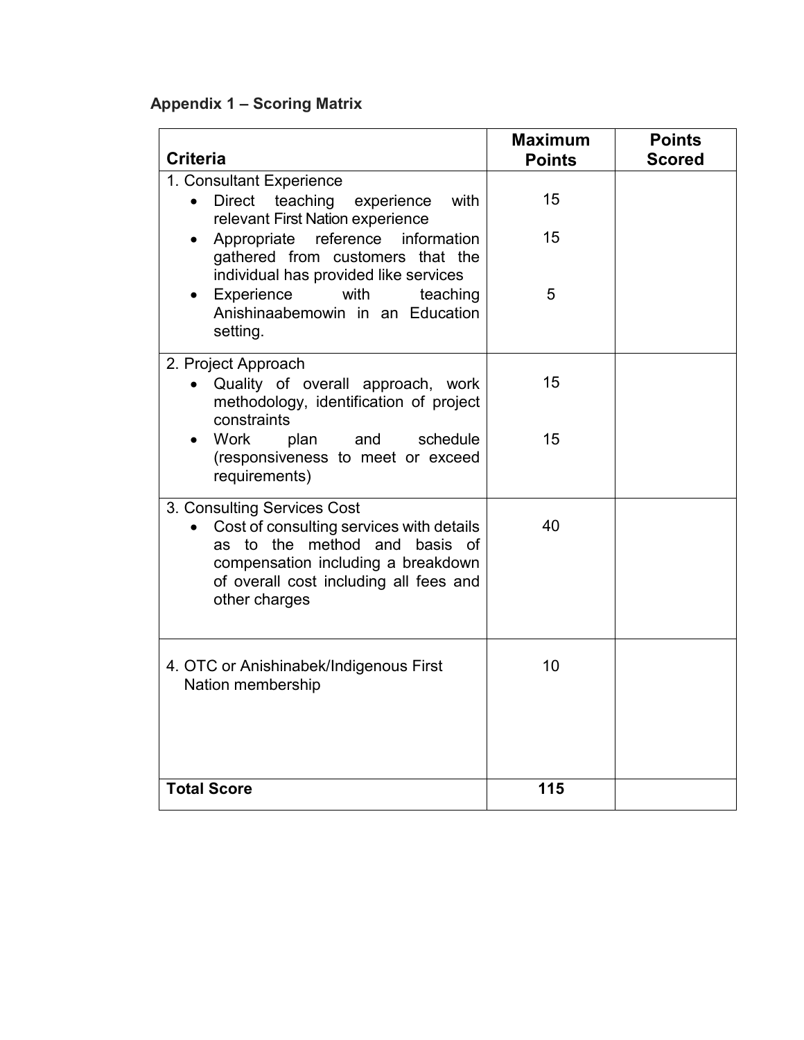### Appendix 1 – Scoring Matrix

| Criteria | Maximum Points | Points Scored |
|---|---|---|
| 1. Consultant Experience | | |
| • Direct teaching experience with relevant First Nation experience | 15 | |
| • Appropriate reference information gathered from customers that the individual has provided like services | 15 | |
| • Experience with teaching Anishinaabemowin in an Education setting. | 5 | |
| 2. Project Approach | | |
| • Quality of overall approach, work methodology, identification of project constraints | 15 | |
| • Work plan and schedule (responsiveness to meet or exceed requirements) | 15 | |
| 3. Consulting Services Cost | | |
| • Cost of consulting services with details as to the method and basis of compensation including a breakdown of overall cost including all fees and other charges | 40 | |
| 4. OTC or Anishinabek/Indigenous First Nation membership | 10 | |
| **Total Score** | **115** | |